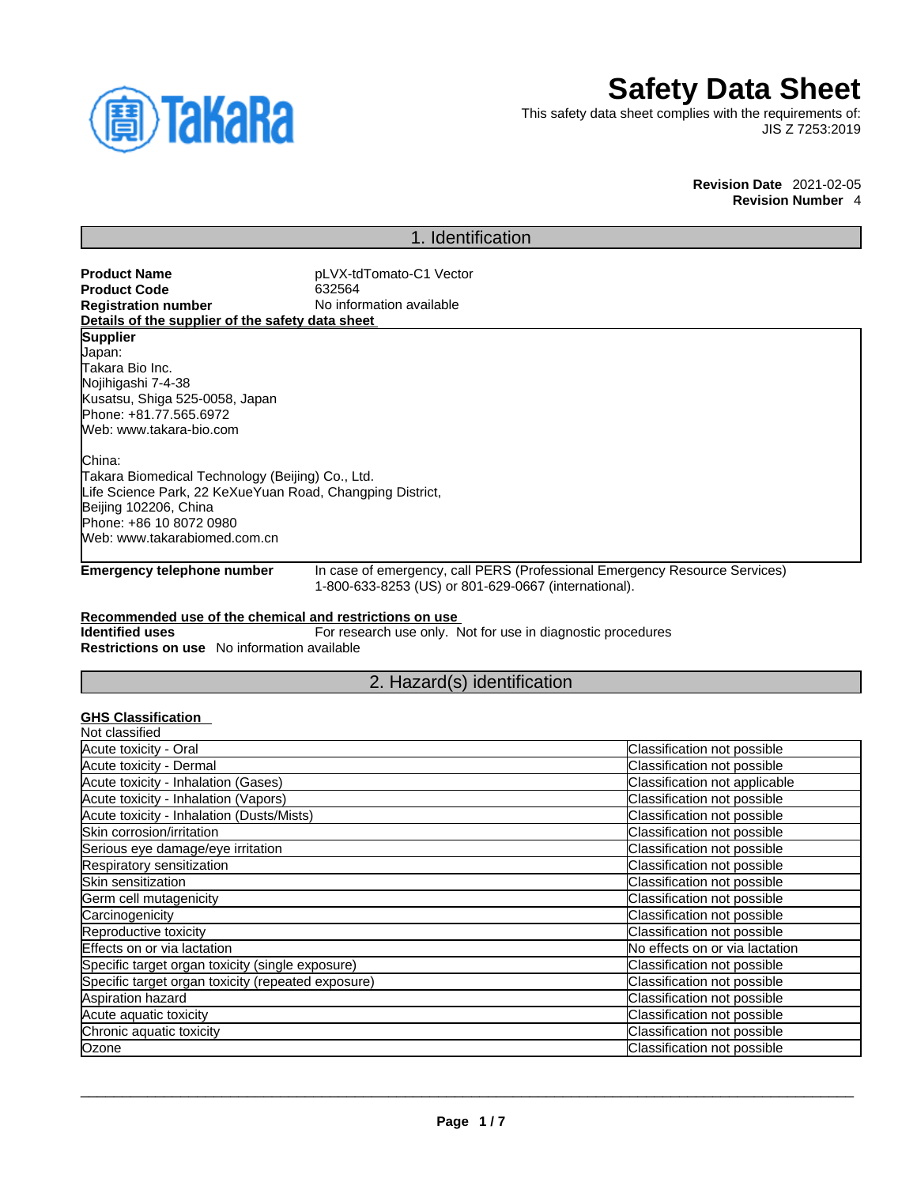# Safety Data Sheet

This safety data sheet complies with the requirements of:
JIS Z 7253:2019

**Revision Date** 2021-02-05
**Revision Number** 4

## 1. Identification

**Product Name** pLVX-tdTomato-C1 Vector
**Product Code** 632564
**Registration number** No information available

**Details of the supplier of the safety data sheet**

**Supplier**
Japan:
Takara Bio Inc.
Nojihigashi 7-4-38
Kusatsu, Shiga 525-0058, Japan
Phone: +81.77.565.6972
Web: www.takara-bio.com

China:
Takara Biomedical Technology (Beijing) Co., Ltd.
Life Science Park, 22 KeXueYuan Road, Changping District,
Beijing 102206, China
Phone: +86 10 8072 0980
Web: www.takarabiomed.com.cn

**Emergency telephone number** In case of emergency, call PERS (Professional Emergency Resource Services) 1-800-633-8253 (US) or 801-629-0667 (international).

**Recommended use of the chemical and restrictions on use**
**Identified uses** For research use only. Not for use in diagnostic procedures
**Restrictions on use** No information available

## 2. Hazard(s) identification

**GHS Classification**
Not classified

| | |
|---|---|
| Acute toxicity - Oral | Classification not possible |
| Acute toxicity - Dermal | Classification not possible |
| Acute toxicity - Inhalation (Gases) | Classification not applicable |
| Acute toxicity - Inhalation (Vapors) | Classification not possible |
| Acute toxicity - Inhalation (Dusts/Mists) | Classification not possible |
| Skin corrosion/irritation | Classification not possible |
| Serious eye damage/eye irritation | Classification not possible |
| Respiratory sensitization | Classification not possible |
| Skin sensitization | Classification not possible |
| Germ cell mutagenicity | Classification not possible |
| Carcinogenicity | Classification not possible |
| Reproductive toxicity | Classification not possible |
| Effects on or via lactation | No effects on or via lactation |
| Specific target organ toxicity (single exposure) | Classification not possible |
| Specific target organ toxicity (repeated exposure) | Classification not possible |
| Aspiration hazard | Classification not possible |
| Acute aquatic toxicity | Classification not possible |
| Chronic aquatic toxicity | Classification not possible |
| Ozone | Classification not possible |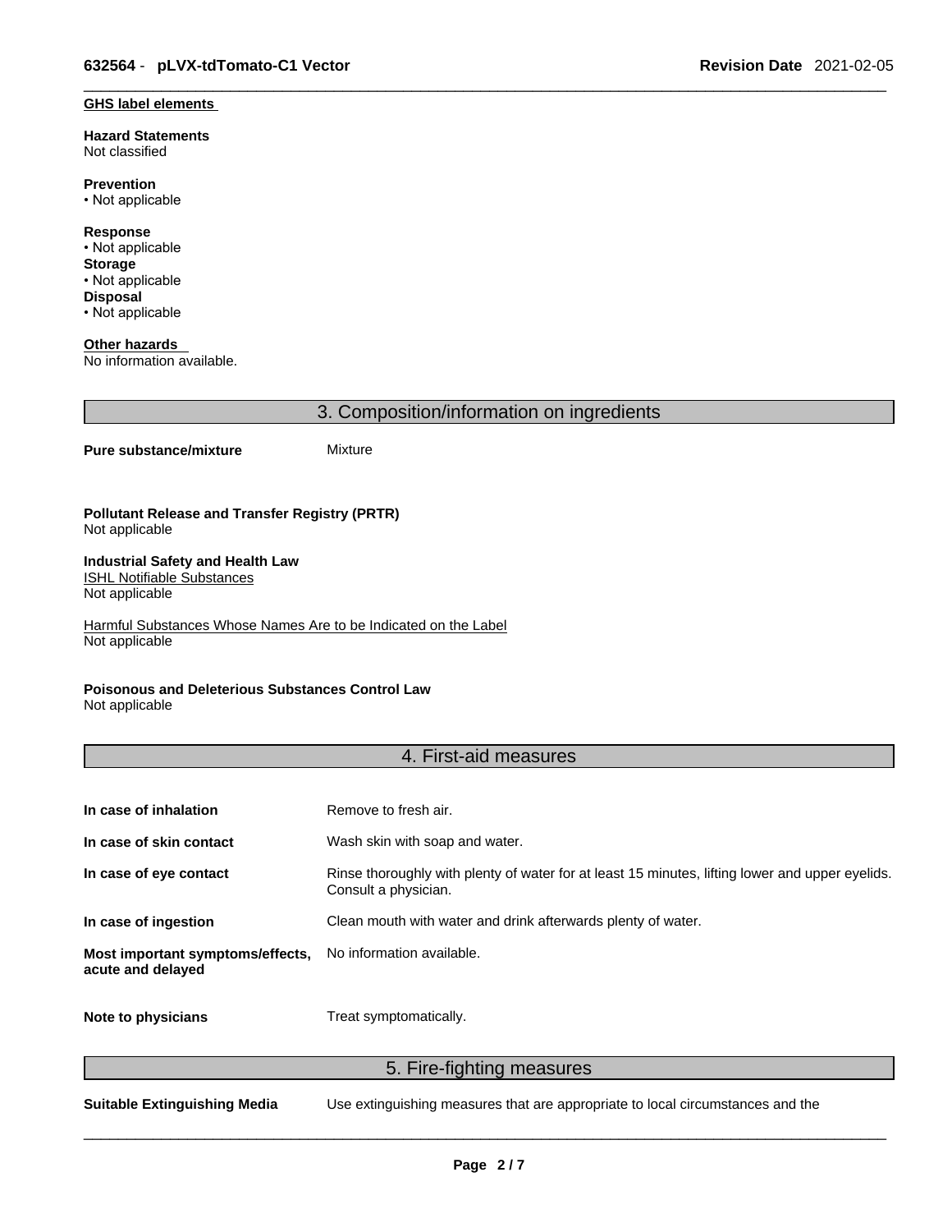**GHS label elements**

**Hazard Statements**
Not classified

**Prevention**
• Not applicable

**Response**
• Not applicable
**Storage**
• Not applicable
**Disposal**
• Not applicable

**Other hazards**
No information available.

## 3. Composition/information on ingredients

**Pure substance/mixture** Mixture

**Pollutant Release and Transfer Registry (PRTR)**
Not applicable

**Industrial Safety and Health Law**
ISHL Notifiable Substances
Not applicable

Harmful Substances Whose Names Are to be Indicated on the Label
Not applicable

**Poisonous and Deleterious Substances Control Law**
Not applicable

## 4. First-aid measures

| | |
|---|---|
| **In case of inhalation** | Remove to fresh air. |
| **In case of skin contact** | Wash skin with soap and water. |
| **In case of eye contact** | Rinse thoroughly with plenty of water for at least 15 minutes, lifting lower and upper eyelids. Consult a physician. |
| **In case of ingestion** | Clean mouth with water and drink afterwards plenty of water. |
| **Most important symptoms/effects, acute and delayed** | No information available. |
| **Note to physicians** | Treat symptomatically. |

## 5. Fire-fighting measures

**Suitable Extinguishing Media** Use extinguishing measures that are appropriate to local circumstances and the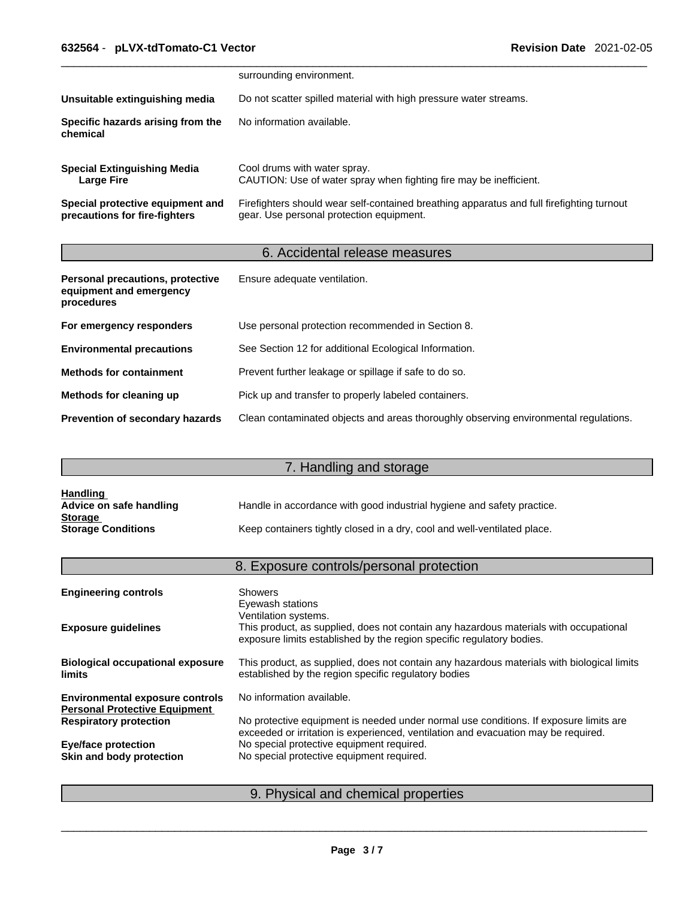| | |
|---|---|
| | surrounding environment. |
| **Unsuitable extinguishing media** | Do not scatter spilled material with high pressure water streams. |
| **Specific hazards arising from the chemical** | No information available. |
| **Special Extinguishing Media**<br>**Large Fire** | Cool drums with water spray.<br>CAUTION: Use of water spray when fighting fire may be inefficient. |
| **Special protective equipment and precautions for fire-fighters** | Firefighters should wear self-contained breathing apparatus and full firefighting turnout gear. Use personal protection equipment. |

## 6. Accidental release measures

| | |
|---|---|
| **Personal precautions, protective equipment and emergency procedures** | Ensure adequate ventilation. |
| **For emergency responders** | Use personal protection recommended in Section 8. |
| **Environmental precautions** | See Section 12 for additional Ecological Information. |
| **Methods for containment** | Prevent further leakage or spillage if safe to do so. |
| **Methods for cleaning up** | Pick up and transfer to properly labeled containers. |
| **Prevention of secondary hazards** | Clean contaminated objects and areas thoroughly observing environmental regulations. |

## 7. Handling and storage

**Handling**

| | |
|---|---|
| **Advice on safe handling** | Handle in accordance with good industrial hygiene and safety practice. |

**Storage**

| | |
|---|---|
| **Storage Conditions** | Keep containers tightly closed in a dry, cool and well-ventilated place. |

## 8. Exposure controls/personal protection

| | |
|---|---|
| **Engineering controls** | Showers<br>Eyewash stations<br>Ventilation systems. |
| **Exposure guidelines** | This product, as supplied, does not contain any hazardous materials with occupational exposure limits established by the region specific regulatory bodies. |
| **Biological occupational exposure limits** | This product, as supplied, does not contain any hazardous materials with biological limits established by the region specific regulatory bodies |
| **Environmental exposure controls** | No information available. |

**Personal Protective Equipment**

| | |
|---|---|
| **Respiratory protection** | No protective equipment is needed under normal use conditions. If exposure limits are exceeded or irritation is experienced, ventilation and evacuation may be required. |
| **Eye/face protection** | No special protective equipment required. |
| **Skin and body protection** | No special protective equipment required. |

## 9. Physical and chemical properties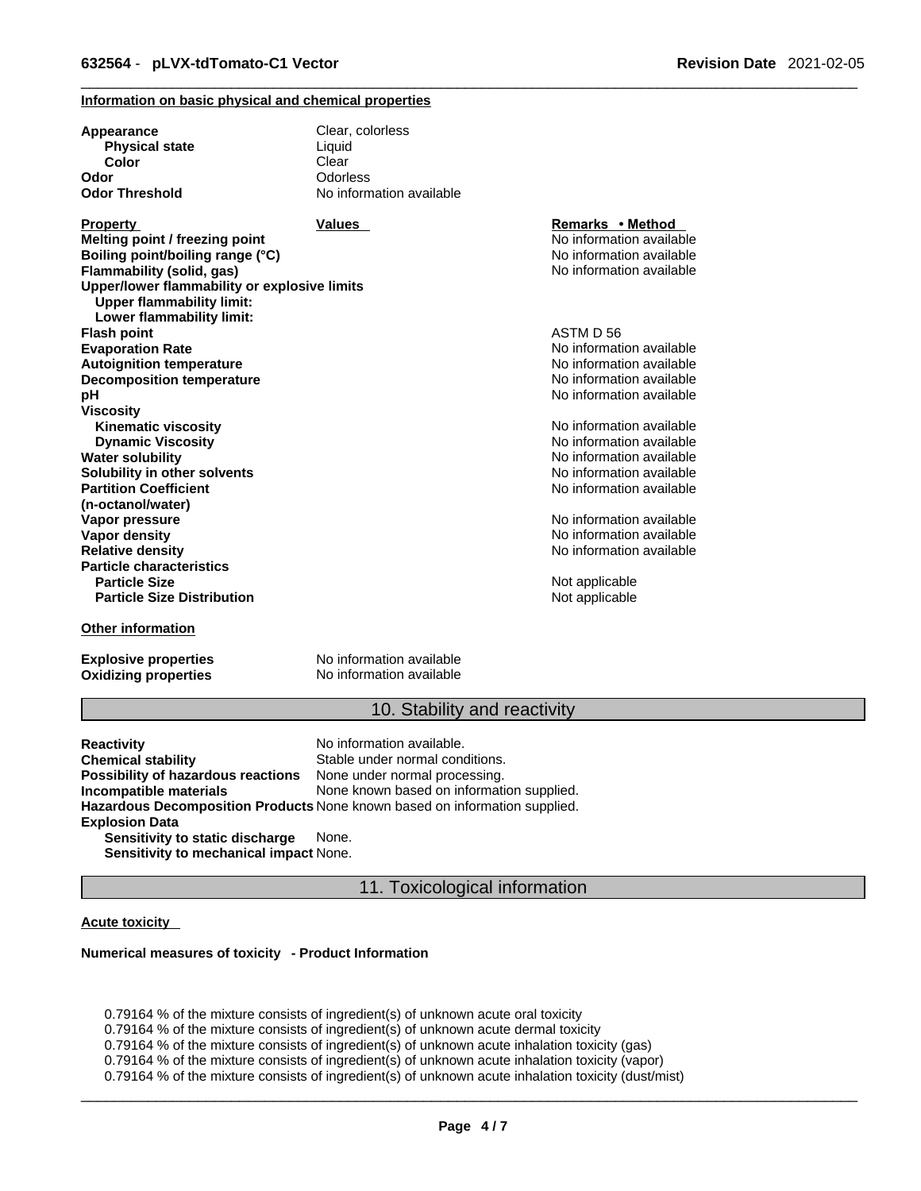**Information on basic physical and chemical properties**

| | |
|---|---|
| **Appearance** | Clear, colorless |
| **Physical state** | Liquid |
| **Color** | Clear |
| **Odor** | Odorless |
| **Odor Threshold** | No information available |

| **Property** | **Values** | **Remarks • Method** |
|---|---|---|
| **Melting point / freezing point** | | No information available |
| **Boiling point/boiling range (°C)** | | No information available |
| **Flammability (solid, gas)** | | No information available |
| **Upper/lower flammability or explosive limits** | | |
| **Upper flammability limit:** | | |
| **Lower flammability limit:** | | |
| **Flash point** | | ASTM D 56 |
| **Evaporation Rate** | | No information available |
| **Autoignition temperature** | | No information available |
| **Decomposition temperature** | | No information available |
| **pH** | | No information available |
| **Viscosity** | | |
| **Kinematic viscosity** | | No information available |
| **Dynamic Viscosity** | | No information available |
| **Water solubility** | | No information available |
| **Solubility in other solvents** | | No information available |
| **Partition Coefficient (n-octanol/water)** | | No information available |
| **Vapor pressure** | | No information available |
| **Vapor density** | | No information available |
| **Relative density** | | No information available |
| **Particle characteristics** | | |
| **Particle Size** | | Not applicable |
| **Particle Size Distribution** | | Not applicable |

**Other information**

| | |
|---|---|
| **Explosive properties** | No information available |
| **Oxidizing properties** | No information available |

## 10. Stability and reactivity

| | |
|---|---|
| **Reactivity** | No information available. |
| **Chemical stability** | Stable under normal conditions. |
| **Possibility of hazardous reactions** | None under normal processing. |
| **Incompatible materials** | None known based on information supplied. |
| **Hazardous Decomposition Products** | None known based on information supplied. |
| **Explosion Data** | |
| **Sensitivity to static discharge** | None. |
| **Sensitivity to mechanical impact** | None. |

## 11. Toxicological information

**Acute toxicity**

**Numerical measures of toxicity - Product Information**

0.79164 % of the mixture consists of ingredient(s) of unknown acute oral toxicity
0.79164 % of the mixture consists of ingredient(s) of unknown acute dermal toxicity
0.79164 % of the mixture consists of ingredient(s) of unknown acute inhalation toxicity (gas)
0.79164 % of the mixture consists of ingredient(s) of unknown acute inhalation toxicity (vapor)
0.79164 % of the mixture consists of ingredient(s) of unknown acute inhalation toxicity (dust/mist)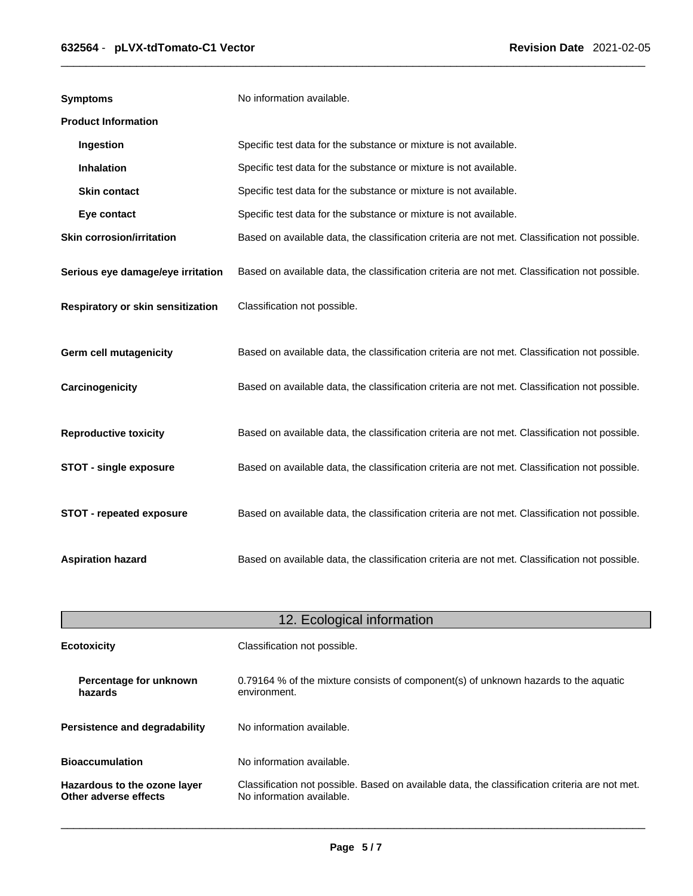| | |
|---|---|
| **Symptoms** | No information available. |
| **Product Information** | |
| **Ingestion** | Specific test data for the substance or mixture is not available. |
| **Inhalation** | Specific test data for the substance or mixture is not available. |
| **Skin contact** | Specific test data for the substance or mixture is not available. |
| **Eye contact** | Specific test data for the substance or mixture is not available. |
| **Skin corrosion/irritation** | Based on available data, the classification criteria are not met. Classification not possible. |
| **Serious eye damage/eye irritation** | Based on available data, the classification criteria are not met. Classification not possible. |
| **Respiratory or skin sensitization** | Classification not possible. |
| **Germ cell mutagenicity** | Based on available data, the classification criteria are not met. Classification not possible. |
| **Carcinogenicity** | Based on available data, the classification criteria are not met. Classification not possible. |
| **Reproductive toxicity** | Based on available data, the classification criteria are not met. Classification not possible. |
| **STOT - single exposure** | Based on available data, the classification criteria are not met. Classification not possible. |
| **STOT - repeated exposure** | Based on available data, the classification criteria are not met. Classification not possible. |
| **Aspiration hazard** | Based on available data, the classification criteria are not met. Classification not possible. |

## 12. Ecological information

| | |
|---|---|
| **Ecotoxicity** | Classification not possible. |
| **Percentage for unknown hazards** | 0.79164 % of the mixture consists of component(s) of unknown hazards to the aquatic environment. |
| **Persistence and degradability** | No information available. |
| **Bioaccumulation** | No information available. |
| **Hazardous to the ozone layer** | Classification not possible. Based on available data, the classification criteria are not met. |
| **Other adverse effects** | No information available. |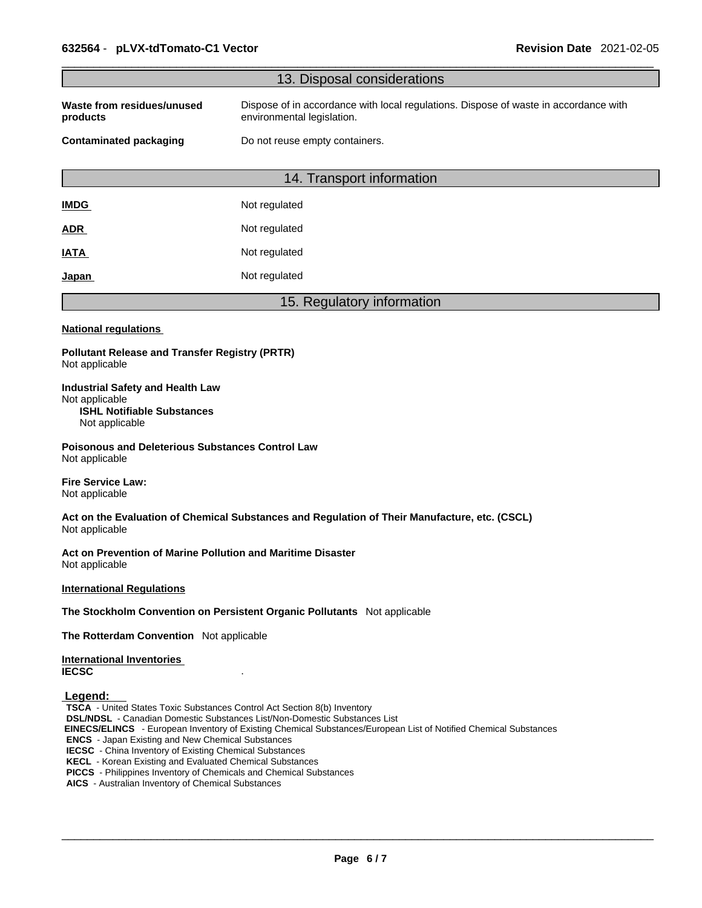## 13. Disposal considerations

**Waste from residues/unused products** Dispose of in accordance with local regulations. Dispose of waste in accordance with environmental legislation.

**Contaminated packaging** Do not reuse empty containers.

## 14. Transport information

| | |
|---|---|
| **IMDG** | Not regulated |
| **ADR** | Not regulated |
| **IATA** | Not regulated |
| **Japan** | Not regulated |

## 15. Regulatory information

**National regulations**

**Pollutant Release and Transfer Registry (PRTR)**
Not applicable

**Industrial Safety and Health Law**
Not applicable

**ISHL Notifiable Substances**
Not applicable

**Poisonous and Deleterious Substances Control Law**
Not applicable

**Fire Service Law:**
Not applicable

**Act on the Evaluation of Chemical Substances and Regulation of Their Manufacture, etc. (CSCL)**
Not applicable

**Act on Prevention of Marine Pollution and Maritime Disaster**
Not applicable

**International Regulations**

**The Stockholm Convention on Persistent Organic Pollutants** Not applicable

**The Rotterdam Convention** Not applicable

**International Inventories**

**IECSC** .

**Legend:**

- **TSCA** - United States Toxic Substances Control Act Section 8(b) Inventory
- **DSL/NDSL** - Canadian Domestic Substances List/Non-Domestic Substances List
- **EINECS/ELINCS** - European Inventory of Existing Chemical Substances/European List of Notified Chemical Substances
- **ENCS** - Japan Existing and New Chemical Substances
- **IECSC** - China Inventory of Existing Chemical Substances
- **KECL** - Korean Existing and Evaluated Chemical Substances
- **PICCS** - Philippines Inventory of Chemicals and Chemical Substances
- **AICS** - Australian Inventory of Chemical Substances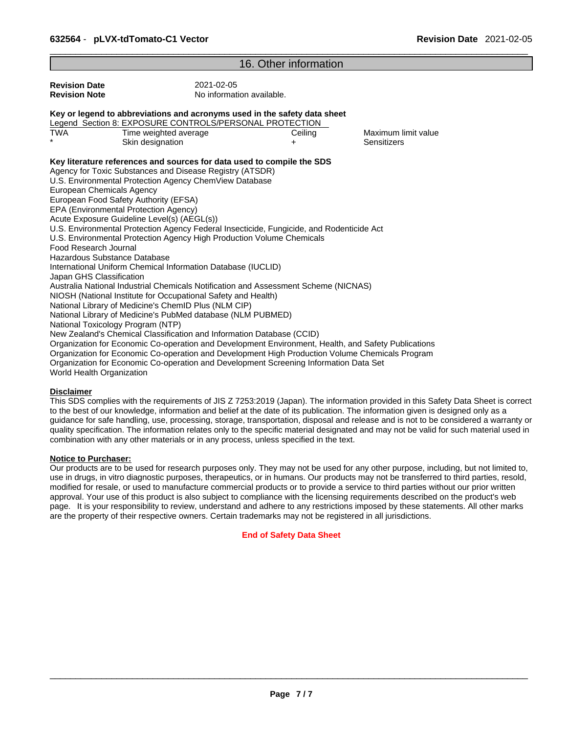## 16. Other information

**Revision Date** 2021-02-05
**Revision Note** No information available.

**Key or legend to abbreviations and acronyms used in the safety data sheet**

Legend Section 8: EXPOSURE CONTROLS/PERSONAL PROTECTION

| | | | |
|---|---|---|---|
| TWA | Time weighted average | Ceiling | Maximum limit value |
| * | Skin designation | + | Sensitizers |

**Key literature references and sources for data used to compile the SDS**

Agency for Toxic Substances and Disease Registry (ATSDR)
U.S. Environmental Protection Agency ChemView Database
European Chemicals Agency
European Food Safety Authority (EFSA)
EPA (Environmental Protection Agency)
Acute Exposure Guideline Level(s) (AEGL(s))
U.S. Environmental Protection Agency Federal Insecticide, Fungicide, and Rodenticide Act
U.S. Environmental Protection Agency High Production Volume Chemicals
Food Research Journal
Hazardous Substance Database
International Uniform Chemical Information Database (IUCLID)
Japan GHS Classification
Australia National Industrial Chemicals Notification and Assessment Scheme (NICNAS)
NIOSH (National Institute for Occupational Safety and Health)
National Library of Medicine's ChemID Plus (NLM CIP)
National Library of Medicine's PubMed database (NLM PUBMED)
National Toxicology Program (NTP)
New Zealand's Chemical Classification and Information Database (CCID)
Organization for Economic Co-operation and Development Environment, Health, and Safety Publications
Organization for Economic Co-operation and Development High Production Volume Chemicals Program
Organization for Economic Co-operation and Development Screening Information Data Set
World Health Organization

**Disclaimer**

This SDS complies with the requirements of JIS Z 7253:2019 (Japan). The information provided in this Safety Data Sheet is correct to the best of our knowledge, information and belief at the date of its publication. The information given is designed only as a guidance for safe handling, use, processing, storage, transportation, disposal and release and is not to be considered a warranty or quality specification. The information relates only to the specific material designated and may not be valid for such material used in combination with any other materials or in any process, unless specified in the text.

**Notice to Purchaser:**

Our products are to be used for research purposes only. They may not be used for any other purpose, including, but not limited to, use in drugs, in vitro diagnostic purposes, therapeutics, or in humans. Our products may not be transferred to third parties, resold, modified for resale, or used to manufacture commercial products or to provide a service to third parties without our prior written approval. Your use of this product is also subject to compliance with the licensing requirements described on the product's web page. It is your responsibility to review, understand and adhere to any restrictions imposed by these statements. All other marks are the property of their respective owners. Certain trademarks may not be registered in all jurisdictions.

**End of Safety Data Sheet**